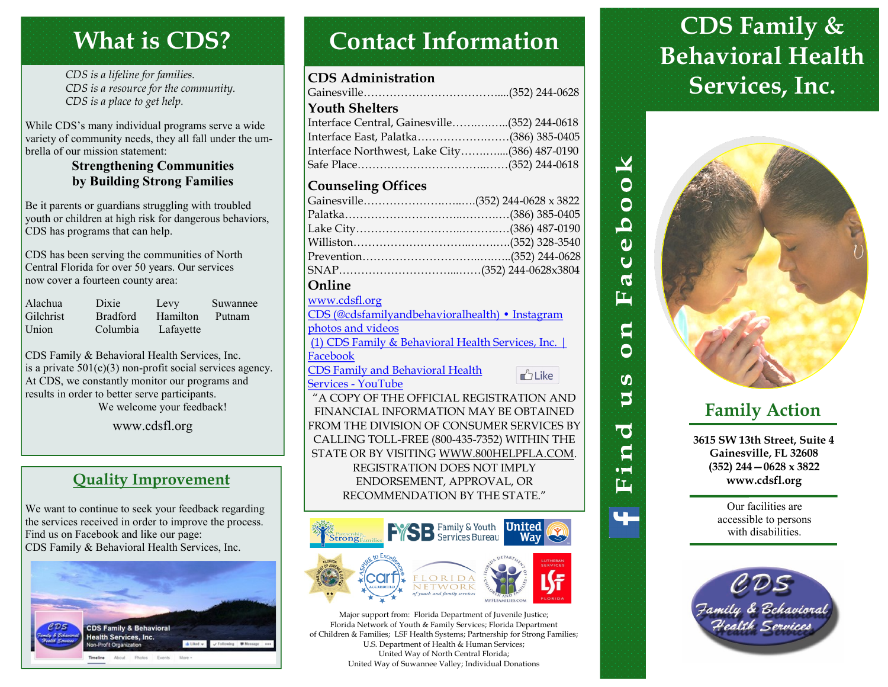# What is CDS?

*CDS is a lifeline for families.*
*CDS is a resource for the community.*
*CDS is a place to get help.*

While CDS's many individual programs serve a wide variety of community needs, they all fall under the umbrella of our mission statement:

**Strengthening Communities by Building Strong Families**

Be it parents or guardians struggling with troubled youth or children at high risk for dangerous behaviors, CDS has programs that can help.

CDS has been serving the communities of North Central Florida for over 50 years. Our services now cover a fourteen county area:

| | | | |
|---|---|---|---|
| Alachua | Dixie | Levy | Suwannee |
| Gilchrist | Bradford | Hamilton | Putnam |
| Union | Columbia | Lafayette | |

CDS Family & Behavioral Health Services, Inc. is a private 501(c)(3) non-profit social services agency. At CDS, we constantly monitor our programs and results in order to better serve participants.

We welcome your feedback!

www.cdsfl.org

## Quality Improvement

We want to continue to seek your feedback regarding the services received in order to improve the process. Find us on Facebook and like our page: CDS Family & Behavioral Health Services, Inc.

# Contact Information

### CDS Administration

Gainesville…………………………………....(352) 244-0628

### Youth Shelters

Interface Central, Gainesville……..……..(352) 244-0618
Interface East, Palatka……………….……(386) 385-0405
Interface Northwest, Lake City………....(386) 487-0190
Safe Place…………………………….….…(352) 244-0618

### Counseling Offices

Gainesville………………….…..….(352) 244-0628 x 3822
Palatka………………………..……….…(386) 385-0405
Lake City…………………..…….……(386) 487-0190
Williston………………………..……….(352) 328-3540
Prevention……………………………..……..(352) 244-0628
SNAP……………………….....……(352) 244-0628x3804

### Online

www.cdsfl.org
CDS (@cdsfamilyandbehavioralhealth) • Instagram photos and videos
(1) CDS Family & Behavioral Health Services, Inc. | Facebook
CDS Family and Behavioral Health Services - YouTube

"A COPY OF THE OFFICIAL REGISTRATION AND FINANCIAL INFORMATION MAY BE OBTAINED FROM THE DIVISION OF CONSUMER SERVICES BY CALLING TOLL-FREE (800-435-7352) WITHIN THE STATE OR BY VISITING WWW.800HELPFLA.COM. REGISTRATION DOES NOT IMPLY ENDORSEMENT, APPROVAL, OR RECOMMENDATION BY THE STATE."

Major support from: Florida Department of Juvenile Justice; Florida Network of Youth & Family Services; Florida Department of Children & Families; LSF Health Systems; Partnership for Strong Families; U.S. Department of Health & Human Services; United Way of North Central Florida; United Way of Suwannee Valley; Individual Donations

Find us on Facebook

# CDS Family & Behavioral Health Services, Inc.

## Family Action

**3615 SW 13th Street, Suite 4**
**Gainesville, FL 32608**
**(352) 244—0628 x 3822**
**www.cdsfl.org**

Our facilities are accessible to persons with disabilities.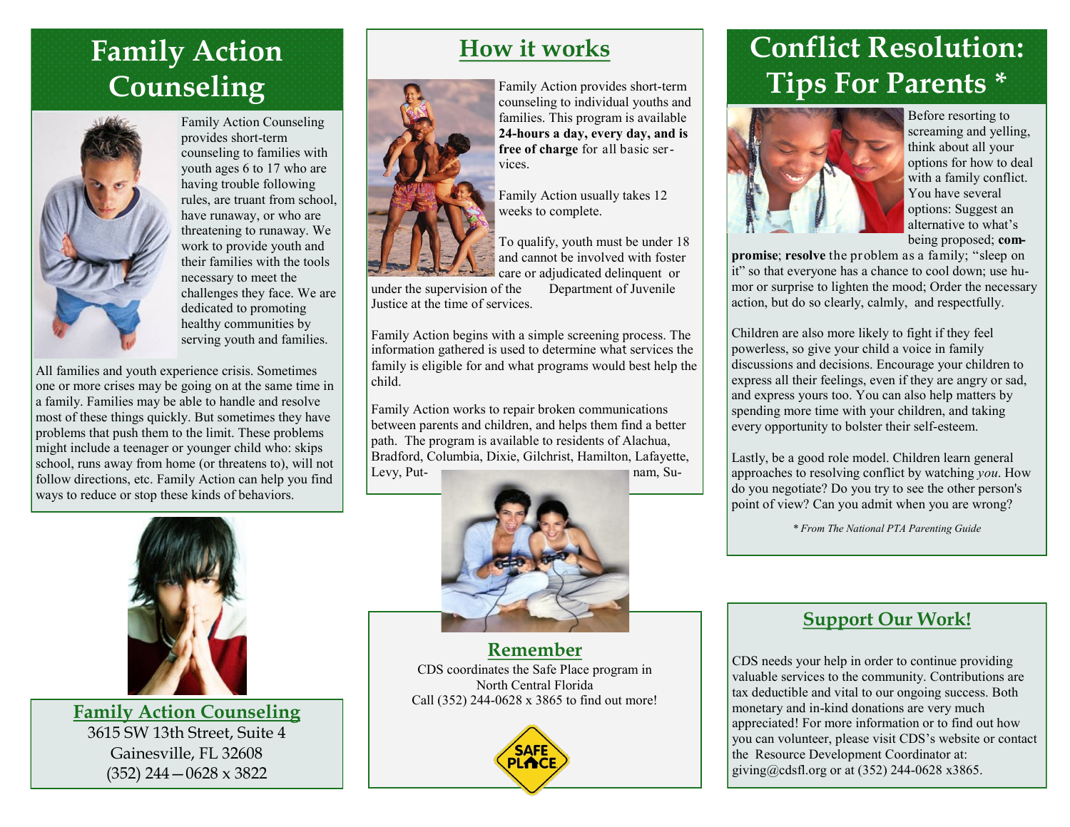# Family Action Counseling

Family Action Counseling provides short-term counseling to families with youth ages 6 to 17 who are having trouble following rules, are truant from school, have runaway, or who are threatening to runaway. We work to provide youth and their families with the tools necessary to meet the challenges they face. We are dedicated to promoting healthy communities by serving youth and families.

All families and youth experience crisis. Sometimes one or more crises may be going on at the same time in a family. Families may be able to handle and resolve most of these things quickly. But sometimes they have problems that push them to the limit. These problems might include a teenager or younger child who: skips school, runs away from home (or threatens to), will not follow directions, etc. Family Action can help you find ways to reduce or stop these kinds of behaviors.

## Family Action Counseling

3615 SW 13th Street, Suite 4
Gainesville, FL 32608
(352) 244—0628 x 3822

## How it works

Family Action provides short-term counseling to individual youths and families. This program is available **24-hours a day, every day, and is free of charge** for all basic services.

Family Action usually takes 12 weeks to complete.

To qualify, youth must be under 18 and cannot be involved with foster care or adjudicated delinquent or under the supervision of the Department of Juvenile Justice at the time of services.

Family Action begins with a simple screening process. The information gathered is used to determine what services the family is eligible for and what programs would best help the child.

Family Action works to repair broken communications between parents and children, and helps them find a better path. The program is available to residents of Alachua, Bradford, Columbia, Dixie, Gilchrist, Hamilton, Lafayette, Levy, Putnam, Su-

## Remember

CDS coordinates the Safe Place program in North Central Florida
Call (352) 244-0628 x 3865 to find out more!

SAFE PLACE

# Conflict Resolution: Tips For Parents *

Before resorting to screaming and yelling, think about all your options for how to deal with a family conflict. You have several options: Suggest an alternative to what's being proposed; **compromise**; **resolve** the problem as a family; "sleep on it" so that everyone has a chance to cool down; use humor or surprise to lighten the mood; Order the necessary action, but do so clearly, calmly, and respectfully.

Children are also more likely to fight if they feel powerless, so give your child a voice in family discussions and decisions. Encourage your children to express all their feelings, even if they are angry or sad, and express yours too. You can also help matters by spending more time with your children, and taking every opportunity to bolster their self-esteem.

Lastly, be a good role model. Children learn general approaches to resolving conflict by watching *you*. How do you negotiate? Do you try to see the other person's point of view? Can you admit when you are wrong?

*\* From The National PTA Parenting Guide*

## Support Our Work!

CDS needs your help in order to continue providing valuable services to the community. Contributions are tax deductible and vital to our ongoing success. Both monetary and in-kind donations are very much appreciated! For more information or to find out how you can volunteer, please visit CDS's website or contact the Resource Development Coordinator at: giving@cdsfl.org or at (352) 244-0628 x3865.